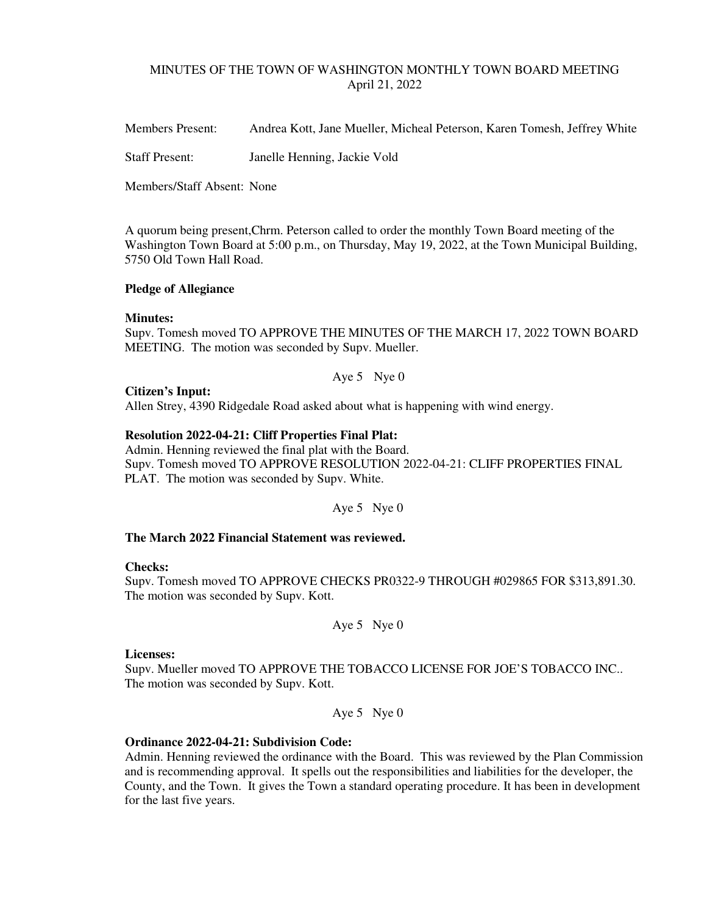MINUTES OF THE TOWN OF WASHINGTON MONTHLY TOWN BOARD MEETING
April 21, 2022

Members Present: Andrea Kott, Jane Mueller, Micheal Peterson, Karen Tomesh, Jeffrey White

Staff Present: Janelle Henning, Jackie Vold

Members/Staff Absent: None

A quorum being present,Chrm. Peterson called to order the monthly Town Board meeting of the Washington Town Board at 5:00 p.m., on Thursday, May 19, 2022, at the Town Municipal Building, 5750 Old Town Hall Road.

**Pledge of Allegiance**

**Minutes:**
Supv. Tomesh moved TO APPROVE THE MINUTES OF THE MARCH 17, 2022 TOWN BOARD MEETING. The motion was seconded by Supv. Mueller.

Aye 5 Nye 0

**Citizen's Input:**
Allen Strey, 4390 Ridgedale Road asked about what is happening with wind energy.

**Resolution 2022-04-21: Cliff Properties Final Plat:**
Admin. Henning reviewed the final plat with the Board.
Supv. Tomesh moved TO APPROVE RESOLUTION 2022-04-21: CLIFF PROPERTIES FINAL PLAT. The motion was seconded by Supv. White.

Aye 5 Nye 0

**The March 2022 Financial Statement was reviewed.**

**Checks:**
Supv. Tomesh moved TO APPROVE CHECKS PR0322-9 THROUGH #029865 FOR $313,891.30. The motion was seconded by Supv. Kott.

Aye 5 Nye 0

**Licenses:**
Supv. Mueller moved TO APPROVE THE TOBACCO LICENSE FOR JOE'S TOBACCO INC.. The motion was seconded by Supv. Kott.

Aye 5 Nye 0

**Ordinance 2022-04-21: Subdivision Code:**
Admin. Henning reviewed the ordinance with the Board. This was reviewed by the Plan Commission and is recommending approval. It spells out the responsibilities and liabilities for the developer, the County, and the Town. It gives the Town a standard operating procedure. It has been in development for the last five years.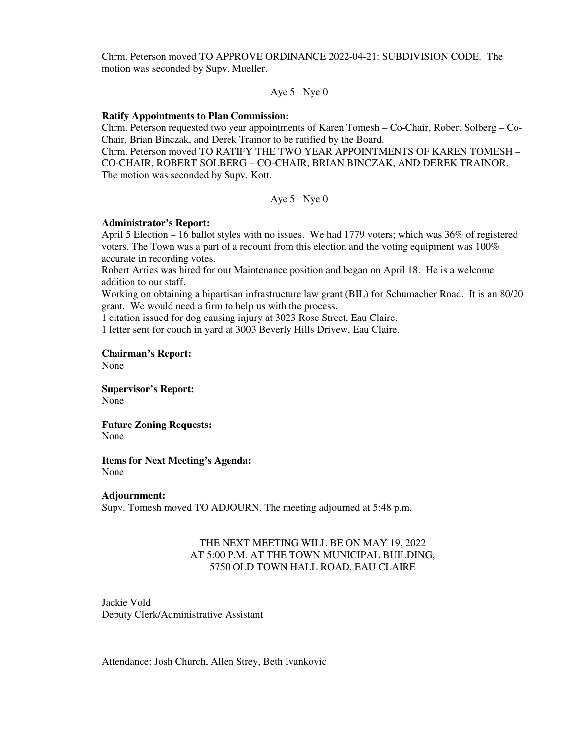Chrm. Peterson moved TO APPROVE ORDINANCE 2022-04-21: SUBDIVISION CODE. The motion was seconded by Supv. Mueller.

Aye 5 Nye 0

**Ratify Appointments to Plan Commission:**

Chrm. Peterson requested two year appointments of Karen Tomesh – Co-Chair, Robert Solberg – Co-Chair, Brian Binczak, and Derek Trainor to be ratified by the Board.

Chrm. Peterson moved TO RATIFY THE TWO YEAR APPOINTMENTS OF KAREN TOMESH – CO-CHAIR, ROBERT SOLBERG – CO-CHAIR, BRIAN BINCZAK, AND DEREK TRAINOR. The motion was seconded by Supv. Kott.

Aye 5 Nye 0

**Administrator's Report:**

April 5 Election – 16 ballot styles with no issues. We had 1779 voters; which was 36% of registered voters. The Town was a part of a recount from this election and the voting equipment was 100% accurate in recording votes.

Robert Arries was hired for our Maintenance position and began on April 18. He is a welcome addition to our staff.

Working on obtaining a bipartisan infrastructure law grant (BIL) for Schumacher Road. It is an 80/20 grant. We would need a firm to help us with the process.

1 citation issued for dog causing injury at 3023 Rose Street, Eau Claire.

1 letter sent for couch in yard at 3003 Beverly Hills Drivew, Eau Claire.

**Chairman's Report:**

None

**Supervisor's Report:**

None

**Future Zoning Requests:**

None

**Items for Next Meeting's Agenda:**

None

**Adjournment:**

Supv. Tomesh moved TO ADJOURN. The meeting adjourned at 5:48 p.m.

THE NEXT MEETING WILL BE ON MAY 19, 2022
AT 5:00 P.M. AT THE TOWN MUNICIPAL BUILDING,
5750 OLD TOWN HALL ROAD, EAU CLAIRE

Jackie Vold
Deputy Clerk/Administrative Assistant

Attendance: Josh Church, Allen Strey, Beth Ivankovic